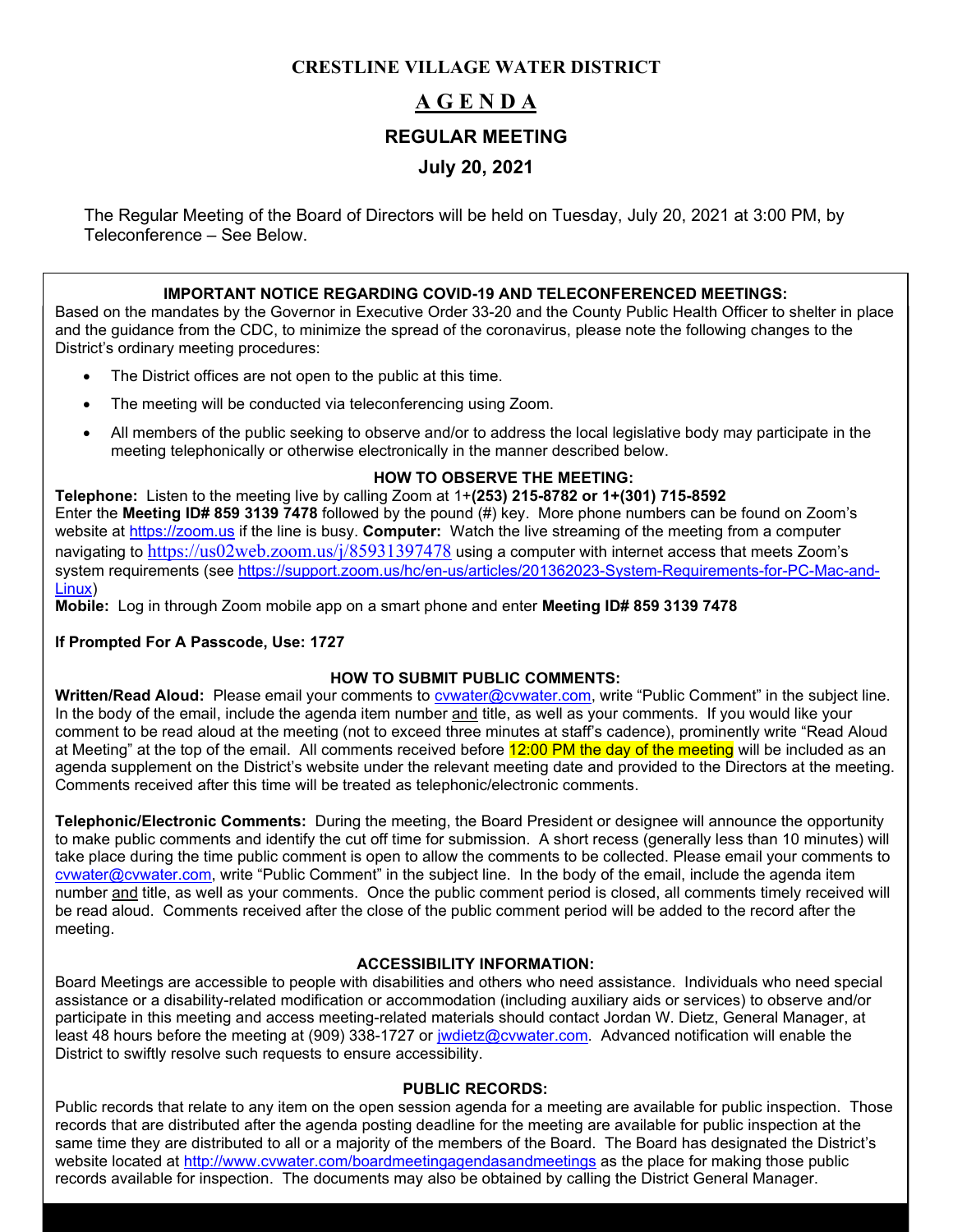# CRESTLINE VILLAGE WATER DISTRICT

## A G E N D A

## REGULAR MEETING

## July 20, 2021

The Regular Meeting of the Board of Directors will be held on Tuesday, July 20, 2021 at 3:00 PM, by Teleconference – See Below.

### IMPORTANT NOTICE REGARDING COVID-19 AND TELECONFERENCED MEETINGS:

Based on the mandates by the Governor in Executive Order 33-20 and the County Public Health Officer to shelter in place and the guidance from the CDC, to minimize the spread of the coronavirus, please note the following changes to the District's ordinary meeting procedures:

- The District offices are not open to the public at this time.
- The meeting will be conducted via teleconferencing using Zoom.
- All members of the public seeking to observe and/or to address the local legislative body may participate in the meeting telephonically or otherwise electronically in the manner described below.

### HOW TO OBSERVE THE MEETING:

**Telephone:** Listen to the meeting live by calling Zoom at 1+**(253) 215-8782 or 1+(301) 715-8592**
Enter the **Meeting ID# 859 3139 7478** followed by the pound (#) key. More phone numbers can be found on Zoom's website at https://zoom.us if the line is busy. **Computer:** Watch the live streaming of the meeting from a computer navigating to https://us02web.zoom.us/j/85931397478 using a computer with internet access that meets Zoom's system requirements (see https://support.zoom.us/hc/en-us/articles/201362023-System-Requirements-for-PC-Mac-and-Linux)
**Mobile:** Log in through Zoom mobile app on a smart phone and enter **Meeting ID# 859 3139 7478**

**If Prompted For A Passcode, Use: 1727**

### HOW TO SUBMIT PUBLIC COMMENTS:

**Written/Read Aloud:** Please email your comments to cvwater@cvwater.com, write "Public Comment" in the subject line. In the body of the email, include the agenda item number and title, as well as your comments. If you would like your comment to be read aloud at the meeting (not to exceed three minutes at staff's cadence), prominently write "Read Aloud at Meeting" at the top of the email. All comments received before 12:00 PM the day of the meeting will be included as an agenda supplement on the District's website under the relevant meeting date and provided to the Directors at the meeting. Comments received after this time will be treated as telephonic/electronic comments.

**Telephonic/Electronic Comments:** During the meeting, the Board President or designee will announce the opportunity to make public comments and identify the cut off time for submission. A short recess (generally less than 10 minutes) will take place during the time public comment is open to allow the comments to be collected. Please email your comments to cvwater@cvwater.com, write "Public Comment" in the subject line. In the body of the email, include the agenda item number and title, as well as your comments. Once the public comment period is closed, all comments timely received will be read aloud. Comments received after the close of the public comment period will be added to the record after the meeting.

### ACCESSIBILITY INFORMATION:

Board Meetings are accessible to people with disabilities and others who need assistance. Individuals who need special assistance or a disability-related modification or accommodation (including auxiliary aids or services) to observe and/or participate in this meeting and access meeting-related materials should contact Jordan W. Dietz, General Manager, at least 48 hours before the meeting at (909) 338-1727 or jwdietz@cvwater.com. Advanced notification will enable the District to swiftly resolve such requests to ensure accessibility.

### PUBLIC RECORDS:

Public records that relate to any item on the open session agenda for a meeting are available for public inspection. Those records that are distributed after the agenda posting deadline for the meeting are available for public inspection at the same time they are distributed to all or a majority of the members of the Board. The Board has designated the District's website located at http://www.cvwater.com/boardmeetingagendasandmeetings as the place for making those public records available for inspection. The documents may also be obtained by calling the District General Manager.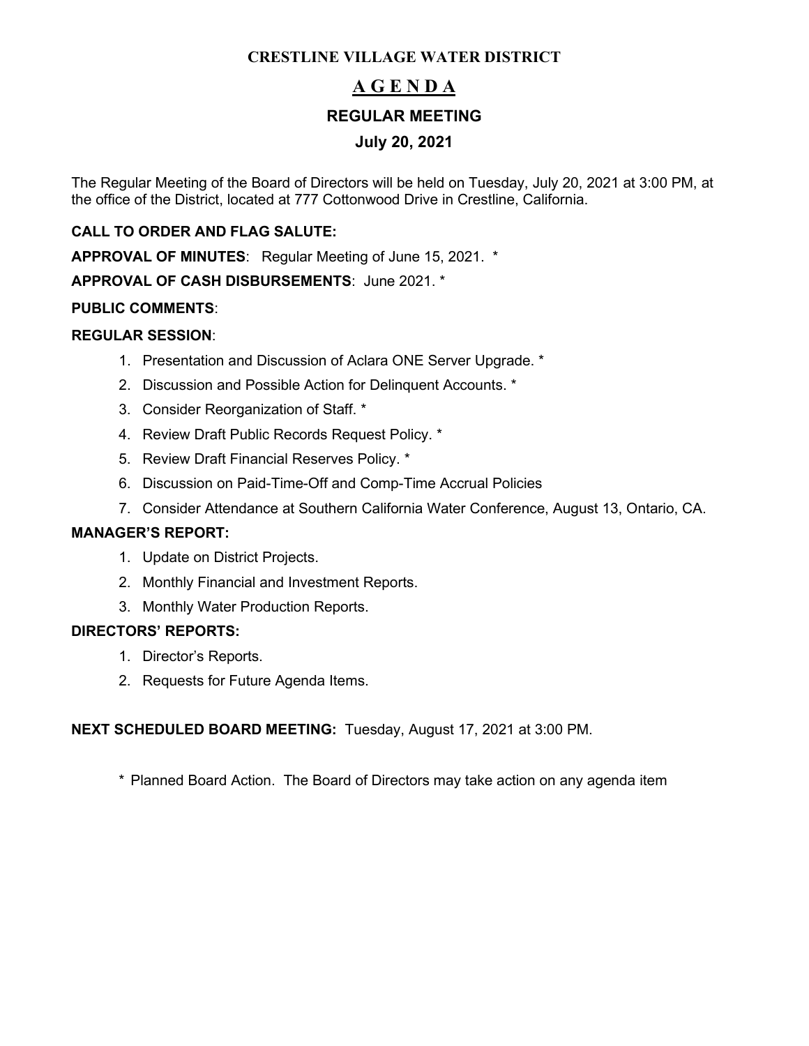**CRESTLINE VILLAGE WATER DISTRICT**

# A G E N D A

## REGULAR MEETING

### July 20, 2021

The Regular Meeting of the Board of Directors will be held on Tuesday, July 20, 2021 at 3:00 PM, at the office of the District, located at 777 Cottonwood Drive in Crestline, California.

**CALL TO ORDER AND FLAG SALUTE:**

**APPROVAL OF MINUTES**: Regular Meeting of June 15, 2021. *

**APPROVAL OF CASH DISBURSEMENTS**: June 2021. *

**PUBLIC COMMENTS**:

**REGULAR SESSION**:

1. Presentation and Discussion of Aclara ONE Server Upgrade. *
2. Discussion and Possible Action for Delinquent Accounts. *
3. Consider Reorganization of Staff. *
4. Review Draft Public Records Request Policy. *
5. Review Draft Financial Reserves Policy. *
6. Discussion on Paid-Time-Off and Comp-Time Accrual Policies
7. Consider Attendance at Southern California Water Conference, August 13, Ontario, CA.

**MANAGER'S REPORT:**

1. Update on District Projects.
2. Monthly Financial and Investment Reports.
3. Monthly Water Production Reports.

**DIRECTORS' REPORTS:**

1. Director's Reports.
2. Requests for Future Agenda Items.

**NEXT SCHEDULED BOARD MEETING:** Tuesday, August 17, 2021 at 3:00 PM.

\* Planned Board Action. The Board of Directors may take action on any agenda item